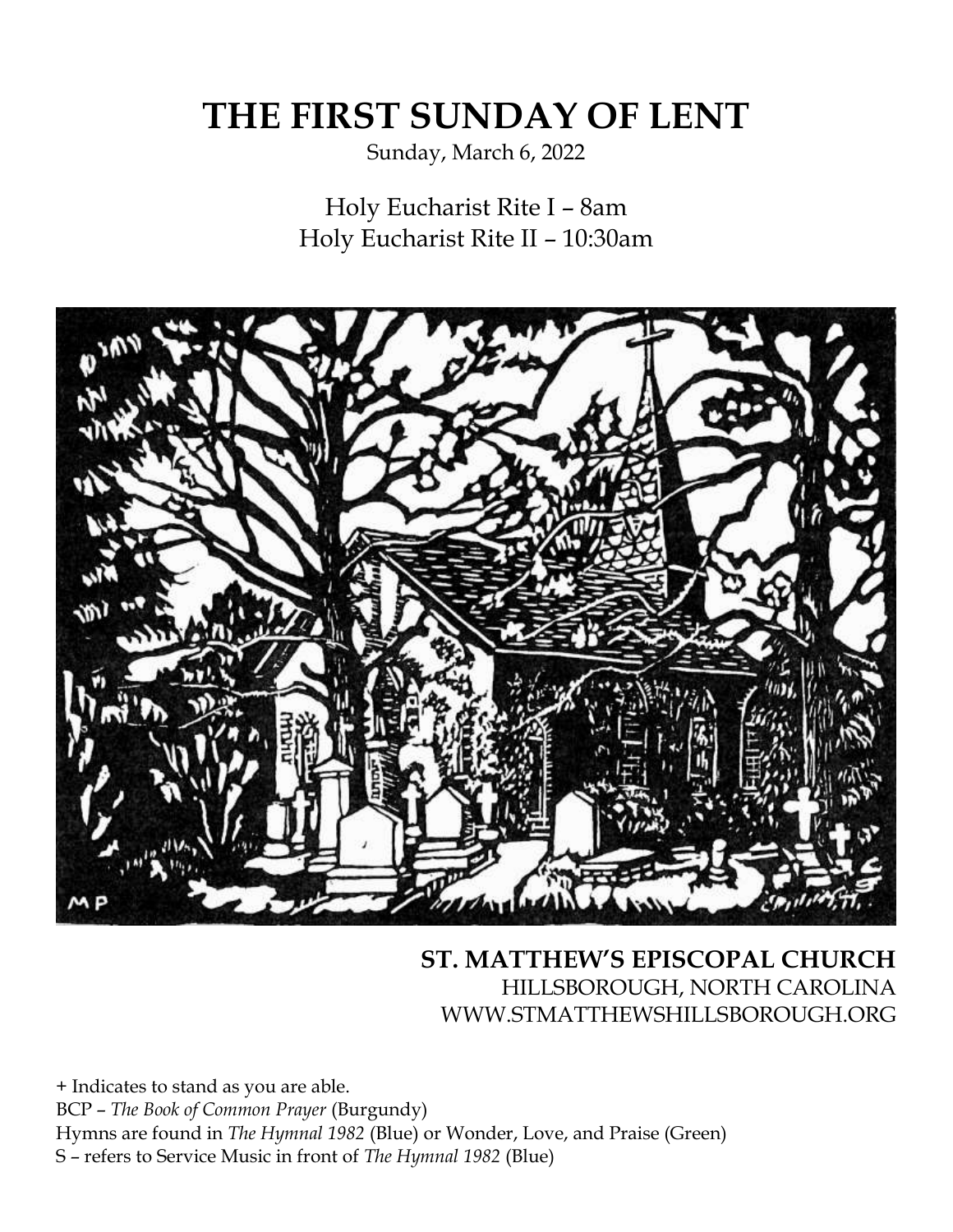# THE FIRST SUNDAY OF LENT

Sunday, March 6, 2022

Holy Eucharist Rite I – 8am
Holy Eucharist Rite II – 10:30am

**ST. MATTHEW'S EPISCOPAL CHURCH**
HILLSBOROUGH, NORTH CAROLINA
WWW.STMATTHEWSHILLSBOROUGH.ORG

+ Indicates to stand as you are able.
BCP – *The Book of Common Prayer* (Burgundy)
Hymns are found in *The Hymnal 1982* (Blue) or Wonder, Love, and Praise (Green)
S – refers to Service Music in front of *The Hymnal 1982* (Blue)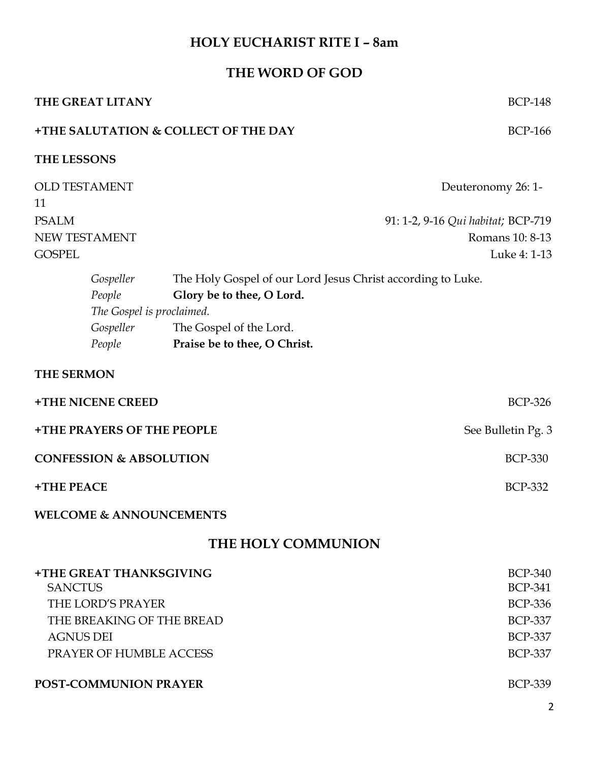# HOLY EUCHARIST RITE I – 8am

## THE WORD OF GOD

**THE GREAT LITANY** BCP-148

**+THE SALUTATION & COLLECT OF THE DAY** BCP-166

**THE LESSONS**

OLD TESTAMENT Deuteronomy 26: 1-11

PSALM 91: 1-2, 9-16 *Qui habitat;* BCP-719

NEW TESTAMENT Romans 10: 8-13

GOSPEL Luke 4: 1-13

*Gospeller* The Holy Gospel of our Lord Jesus Christ according to Luke.
*People* **Glory be to thee, O Lord.**
*The Gospel is proclaimed.*
*Gospeller* The Gospel of the Lord.
*People* **Praise be to thee, O Christ.**

**THE SERMON**

**+THE NICENE CREED** BCP-326

**+THE PRAYERS OF THE PEOPLE** See Bulletin Pg. 3

**CONFESSION & ABSOLUTION** BCP-330

**+THE PEACE** BCP-332

**WELCOME & ANNOUNCEMENTS**

## THE HOLY COMMUNION

**+THE GREAT THANKSGIVING** BCP-340

SANCTUS BCP-341

THE LORD'S PRAYER BCP-336

THE BREAKING OF THE BREAD BCP-337

AGNUS DEI BCP-337

PRAYER OF HUMBLE ACCESS BCP-337

**POST-COMMUNION PRAYER** BCP-339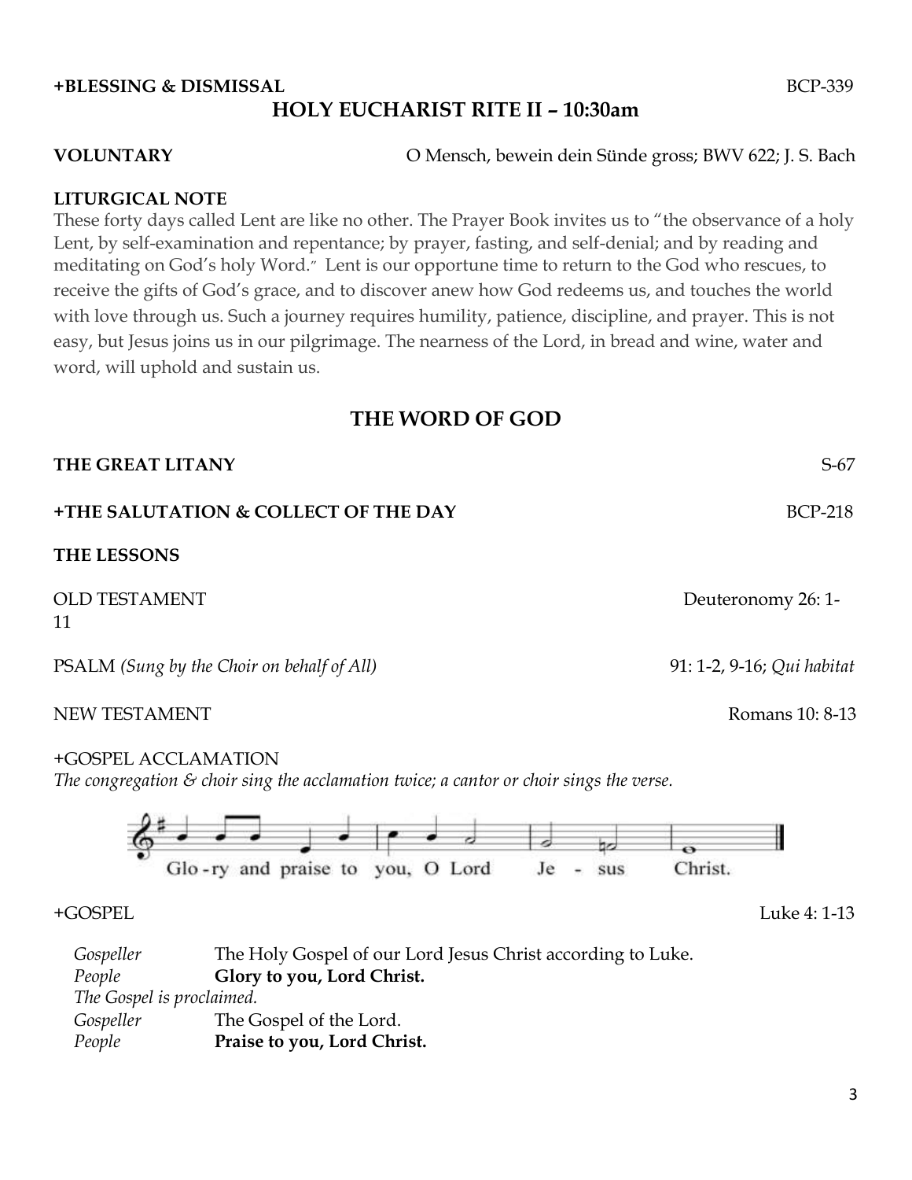**+BLESSING & DISMISSAL** BCP-339

## HOLY EUCHARIST RITE II – 10:30am

**VOLUNTARY** O Mensch, bewein dein Sünde gross; BWV 622; J. S. Bach

**LITURGICAL NOTE**

These forty days called Lent are like no other. The Prayer Book invites us to "the observance of a holy Lent, by self-examination and repentance; by prayer, fasting, and self-denial; and by reading and meditating on God's holy Word." Lent is our opportune time to return to the God who rescues, to receive the gifts of God's grace, and to discover anew how God redeems us, and touches the world with love through us. Such a journey requires humility, patience, discipline, and prayer. This is not easy, but Jesus joins us in our pilgrimage. The nearness of the Lord, in bread and wine, water and word, will uphold and sustain us.

## THE WORD OF GOD

**THE GREAT LITANY** S-67

**+THE SALUTATION & COLLECT OF THE DAY** BCP-218

**THE LESSONS**

OLD TESTAMENT Deuteronomy 26: 1-11

PSALM *(Sung by the Choir on behalf of All)* 91: 1-2, 9-16; *Qui habitat*

NEW TESTAMENT Romans 10: 8-13

+GOSPEL ACCLAMATION

*The congregation & choir sing the acclamation twice; a cantor or choir sings the verse.*

Glo-ry and praise to you, O Lord Je - sus Christ.

+GOSPEL Luke 4: 1-13

*Gospeller* The Holy Gospel of our Lord Jesus Christ according to Luke.
*People* **Glory to you, Lord Christ.**
*The Gospel is proclaimed.*
*Gospeller* The Gospel of the Lord.
*People* **Praise to you, Lord Christ.**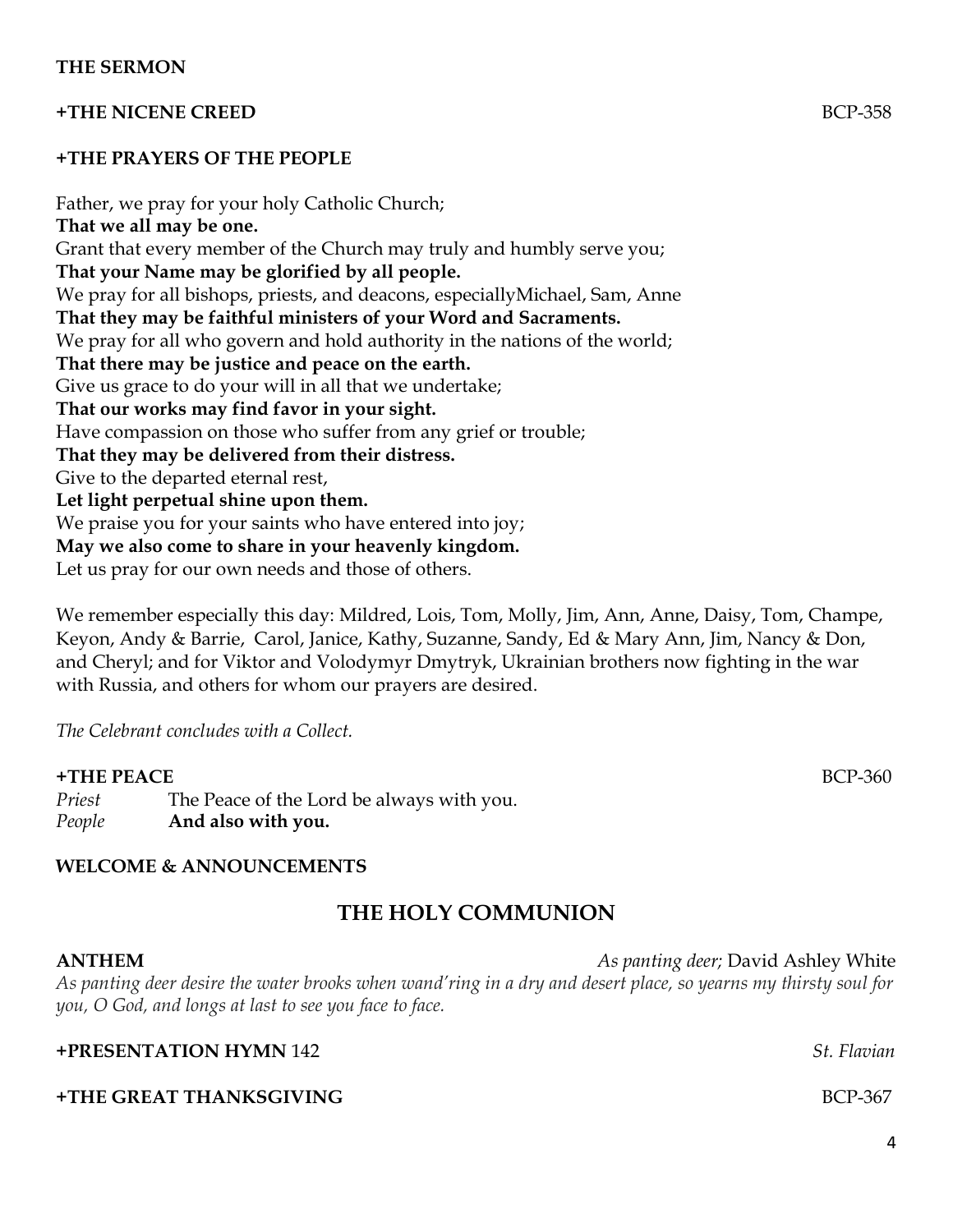**THE SERMON**

**+THE NICENE CREED** BCP-358

**+THE PRAYERS OF THE PEOPLE**

Father, we pray for your holy Catholic Church;
**That we all may be one.**
Grant that every member of the Church may truly and humbly serve you;
**That your Name may be glorified by all people.**
We pray for all bishops, priests, and deacons, especiallyMichael, Sam, Anne
**That they may be faithful ministers of your Word and Sacraments.**
We pray for all who govern and hold authority in the nations of the world;
**That there may be justice and peace on the earth.**
Give us grace to do your will in all that we undertake;
**That our works may find favor in your sight.**
Have compassion on those who suffer from any grief or trouble;
**That they may be delivered from their distress.**
Give to the departed eternal rest,
**Let light perpetual shine upon them.**
We praise you for your saints who have entered into joy;
**May we also come to share in your heavenly kingdom.**
Let us pray for our own needs and those of others.

We remember especially this day: Mildred, Lois, Tom, Molly, Jim, Ann, Anne, Daisy, Tom, Champe, Keyon, Andy & Barrie, Carol, Janice, Kathy, Suzanne, Sandy, Ed & Mary Ann, Jim, Nancy & Don, and Cheryl; and for Viktor and Volodymyr Dmytryk, Ukrainian brothers now fighting in the war with Russia, and others for whom our prayers are desired.

*The Celebrant concludes with a Collect.*

**+THE PEACE** BCP-360

*Priest* The Peace of the Lord be always with you.
*People* **And also with you.**

**WELCOME & ANNOUNCEMENTS**

## THE HOLY COMMUNION

**ANTHEM** *As panting deer;* David Ashley White

*As panting deer desire the water brooks when wand'ring in a dry and desert place, so yearns my thirsty soul for you, O God, and longs at last to see you face to face.*

**+PRESENTATION HYMN** 142 *St. Flavian*

**+THE GREAT THANKSGIVING** BCP-367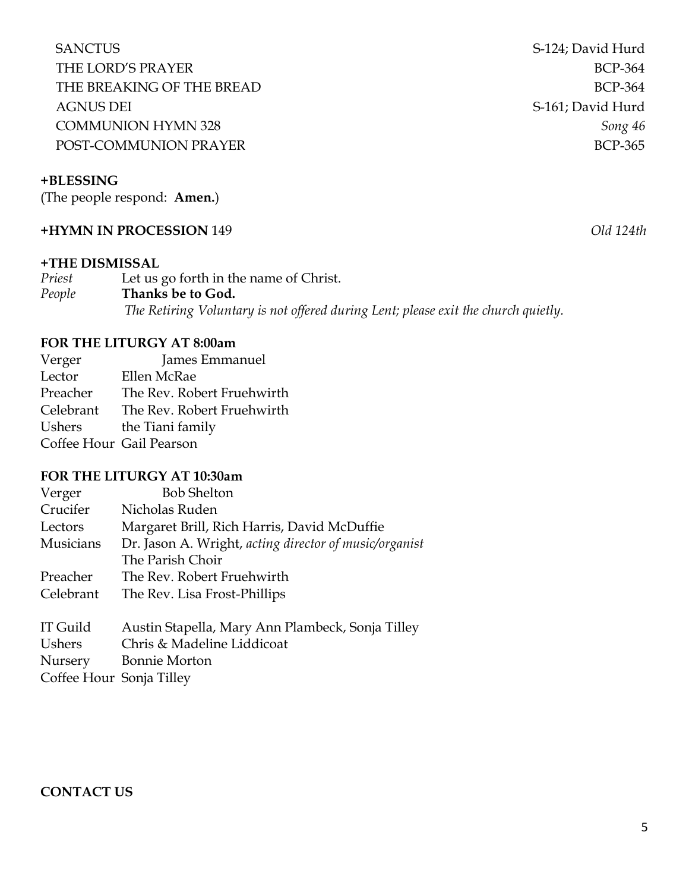| | |
|---|---|
| SANCTUS | S-124; David Hurd |
| THE LORD'S PRAYER | BCP-364 |
| THE BREAKING OF THE BREAD | BCP-364 |
| AGNUS DEI | S-161; David Hurd |
| COMMUNION HYMN 328 | *Song 46* |
| POST-COMMUNION PRAYER | BCP-365 |

**+BLESSING**

(The people respond: **Amen.**)

**+HYMN IN PROCESSION** 149 *Old 124th*

**+THE DISMISSAL**

*Priest* Let us go forth in the name of Christ.

*People* **Thanks be to God.**

*The Retiring Voluntary is not offered during Lent; please exit the church quietly.*

**FOR THE LITURGY AT 8:00am**

| | |
|---|---|
| Verger | James Emmanuel |
| Lector | Ellen McRae |
| Preacher | The Rev. Robert Fruehwirth |
| Celebrant | The Rev. Robert Fruehwirth |
| Ushers | the Tiani family |
| Coffee Hour | Gail Pearson |

**FOR THE LITURGY AT 10:30am**

| | |
|---|---|
| Verger | Bob Shelton |
| Crucifer | Nicholas Ruden |
| Lectors | Margaret Brill, Rich Harris, David McDuffie |
| Musicians | Dr. Jason A. Wright, *acting director of music/organist* |
| | The Parish Choir |
| Preacher | The Rev. Robert Fruehwirth |
| Celebrant | The Rev. Lisa Frost-Phillips |
| | |
| IT Guild | Austin Stapella, Mary Ann Plambeck, Sonja Tilley |
| Ushers | Chris & Madeline Liddicoat |
| Nursery | Bonnie Morton |
| Coffee Hour | Sonja Tilley |

**CONTACT US**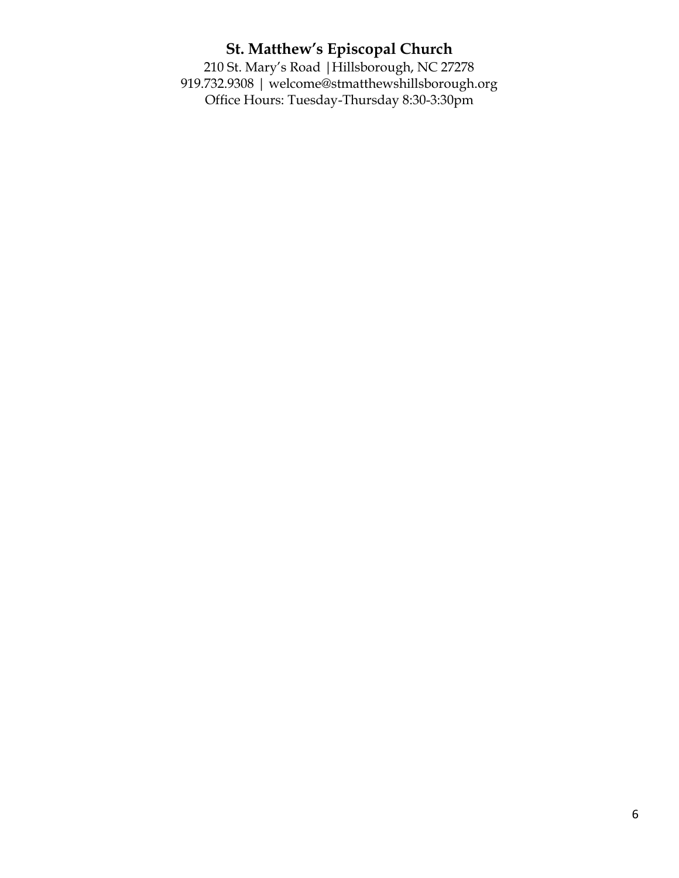**St. Matthew's Episcopal Church**

210 St. Mary's Road |Hillsborough, NC 27278

919.732.9308 | welcome@stmatthewshillsborough.org

Office Hours: Tuesday-Thursday 8:30-3:30pm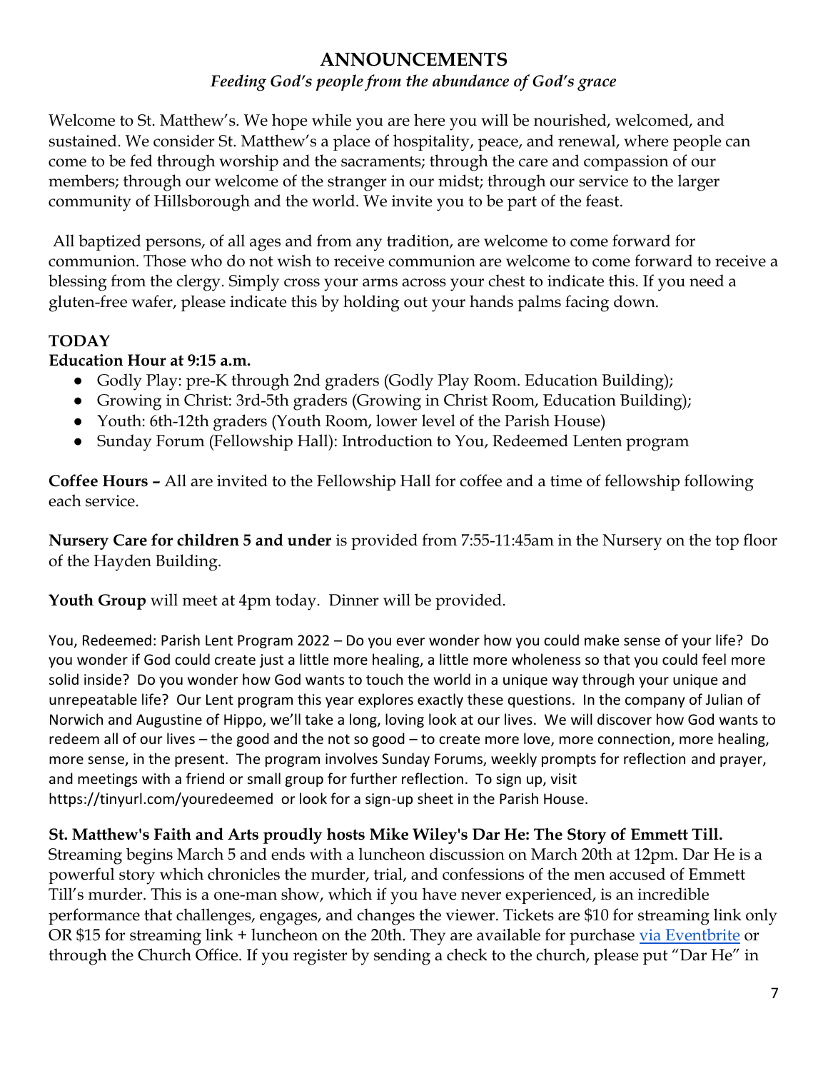# ANNOUNCEMENTS

*Feeding God's people from the abundance of God's grace*

Welcome to St. Matthew's. We hope while you are here you will be nourished, welcomed, and sustained. We consider St. Matthew's a place of hospitality, peace, and renewal, where people can come to be fed through worship and the sacraments; through the care and compassion of our members; through our welcome of the stranger in our midst; through our service to the larger community of Hillsborough and the world. We invite you to be part of the feast.

All baptized persons, of all ages and from any tradition, are welcome to come forward for communion. Those who do not wish to receive communion are welcome to come forward to receive a blessing from the clergy. Simply cross your arms across your chest to indicate this. If you need a gluten-free wafer, please indicate this by holding out your hands palms facing down.

## TODAY

**Education Hour at 9:15 a.m.**

- Godly Play: pre-K through 2nd graders (Godly Play Room. Education Building);
- Growing in Christ: 3rd-5th graders (Growing in Christ Room, Education Building);
- Youth: 6th-12th graders (Youth Room, lower level of the Parish House)
- Sunday Forum (Fellowship Hall): Introduction to You, Redeemed Lenten program

**Coffee Hours –** All are invited to the Fellowship Hall for coffee and a time of fellowship following each service.

**Nursery Care for children 5 and under** is provided from 7:55-11:45am in the Nursery on the top floor of the Hayden Building.

**Youth Group** will meet at 4pm today. Dinner will be provided.

You, Redeemed: Parish Lent Program 2022 – Do you ever wonder how you could make sense of your life? Do you wonder if God could create just a little more healing, a little more wholeness so that you could feel more solid inside? Do you wonder how God wants to touch the world in a unique way through your unique and unrepeatable life? Our Lent program this year explores exactly these questions. In the company of Julian of Norwich and Augustine of Hippo, we'll take a long, loving look at our lives. We will discover how God wants to redeem all of our lives – the good and the not so good – to create more love, more connection, more healing, more sense, in the present. The program involves Sunday Forums, weekly prompts for reflection and prayer, and meetings with a friend or small group for further reflection. To sign up, visit https://tinyurl.com/youredeemed or look for a sign-up sheet in the Parish House.

**St. Matthew's Faith and Arts proudly hosts Mike Wiley's Dar He: The Story of Emmett Till.** Streaming begins March 5 and ends with a luncheon discussion on March 20th at 12pm. Dar He is a powerful story which chronicles the murder, trial, and confessions of the men accused of Emmett Till's murder. This is a one-man show, which if you have never experienced, is an incredible performance that challenges, engages, and changes the viewer. Tickets are $10 for streaming link only OR $15 for streaming link + luncheon on the 20th. They are available for purchase via Eventbrite or through the Church Office. If you register by sending a check to the church, please put "Dar He" in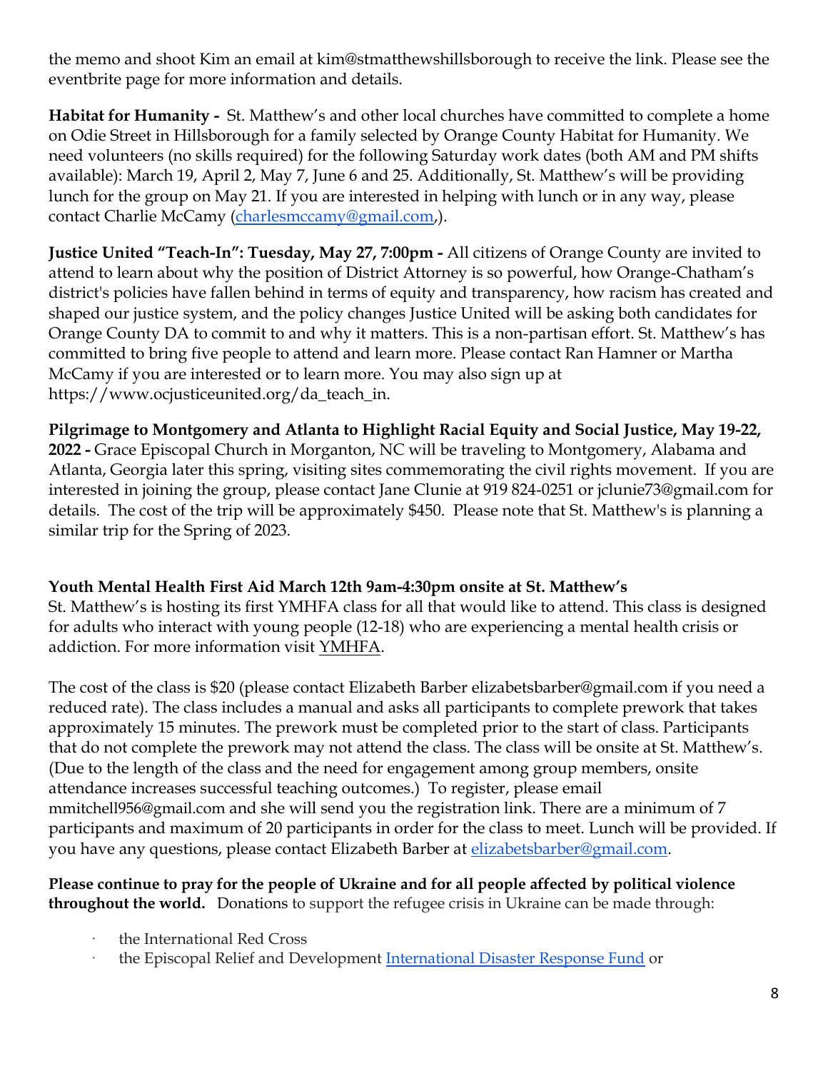the memo and shoot Kim an email at kim@stmatthewshillsborough to receive the link. Please see the eventbrite page for more information and details.

**Habitat for Humanity -** St. Matthew's and other local churches have committed to complete a home on Odie Street in Hillsborough for a family selected by Orange County Habitat for Humanity. We need volunteers (no skills required) for the following Saturday work dates (both AM and PM shifts available): March 19, April 2, May 7, June 6 and 25. Additionally, St. Matthew's will be providing lunch for the group on May 21. If you are interested in helping with lunch or in any way, please contact Charlie McCamy (charlesmccamy@gmail.com,).

**Justice United "Teach-In": Tuesday, May 27, 7:00pm -** All citizens of Orange County are invited to attend to learn about why the position of District Attorney is so powerful, how Orange-Chatham's district's policies have fallen behind in terms of equity and transparency, how racism has created and shaped our justice system, and the policy changes Justice United will be asking both candidates for Orange County DA to commit to and why it matters. This is a non-partisan effort. St. Matthew's has committed to bring five people to attend and learn more. Please contact Ran Hamner or Martha McCamy if you are interested or to learn more. You may also sign up at https://www.ocjusticeunited.org/da_teach_in.

**Pilgrimage to Montgomery and Atlanta to Highlight Racial Equity and Social Justice, May 19-22, 2022 -** Grace Episcopal Church in Morganton, NC will be traveling to Montgomery, Alabama and Atlanta, Georgia later this spring, visiting sites commemorating the civil rights movement. If you are interested in joining the group, please contact Jane Clunie at 919 824-0251 or jclunie73@gmail.com for details. The cost of the trip will be approximately $450. Please note that St. Matthew's is planning a similar trip for the Spring of 2023.

**Youth Mental Health First Aid March 12th 9am-4:30pm onsite at St. Matthew's**

St. Matthew's is hosting its first YMHFA class for all that would like to attend. This class is designed for adults who interact with young people (12-18) who are experiencing a mental health crisis or addiction. For more information visit YMHFA.

The cost of the class is $20 (please contact Elizabeth Barber elizabetsbarber@gmail.com if you need a reduced rate). The class includes a manual and asks all participants to complete prework that takes approximately 15 minutes. The prework must be completed prior to the start of class. Participants that do not complete the prework may not attend the class. The class will be onsite at St. Matthew's. (Due to the length of the class and the need for engagement among group members, onsite attendance increases successful teaching outcomes.) To register, please email mmitchell956@gmail.com and she will send you the registration link. There are a minimum of 7 participants and maximum of 20 participants in order for the class to meet. Lunch will be provided. If you have any questions, please contact Elizabeth Barber at elizabetsbarber@gmail.com.

**Please continue to pray for the people of Ukraine and for all people affected by political violence throughout the world.** Donations to support the refugee crisis in Ukraine can be made through:

- the International Red Cross
- the Episcopal Relief and Development International Disaster Response Fund or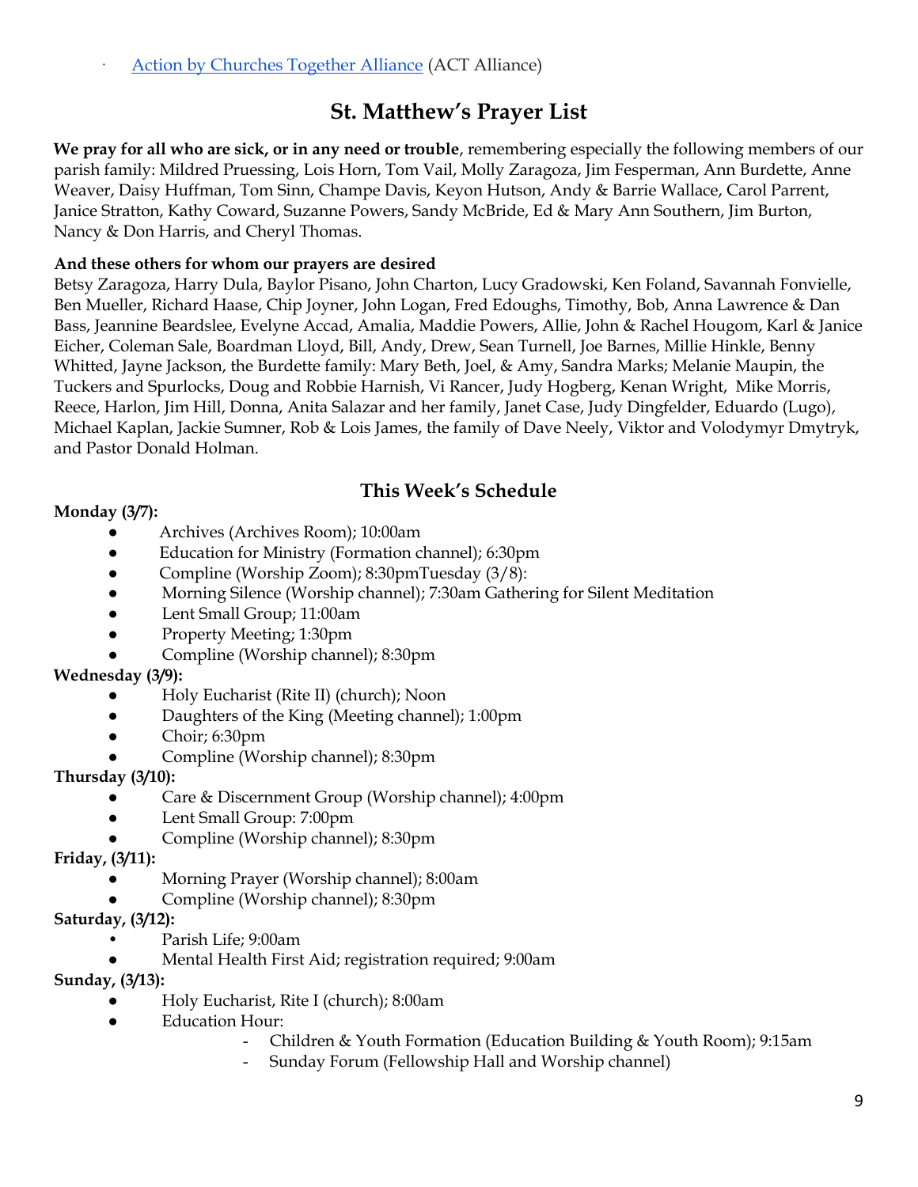- [Action by Churches Together Alliance](#) (ACT Alliance)

## St. Matthew's Prayer List

**We pray for all who are sick, or in any need or trouble**, remembering especially the following members of our parish family: Mildred Pruessing, Lois Horn, Tom Vail, Molly Zaragoza, Jim Fesperman, Ann Burdette, Anne Weaver, Daisy Huffman, Tom Sinn, Champe Davis, Keyon Hutson, Andy & Barrie Wallace, Carol Parrent, Janice Stratton, Kathy Coward, Suzanne Powers, Sandy McBride, Ed & Mary Ann Southern, Jim Burton, Nancy & Don Harris, and Cheryl Thomas.

**And these others for whom our prayers are desired**
Betsy Zaragoza, Harry Dula, Baylor Pisano, John Charton, Lucy Gradowski, Ken Foland, Savannah Fonvielle, Ben Mueller, Richard Haase, Chip Joyner, John Logan, Fred Edoughs, Timothy, Bob, Anna Lawrence & Dan Bass, Jeannine Beardslee, Evelyne Accad, Amalia, Maddie Powers, Allie, John & Rachel Hougom, Karl & Janice Eicher, Coleman Sale, Boardman Lloyd, Bill, Andy, Drew, Sean Turnell, Joe Barnes, Millie Hinkle, Benny Whitted, Jayne Jackson, the Burdette family: Mary Beth, Joel, & Amy, Sandra Marks; Melanie Maupin, the Tuckers and Spurlocks, Doug and Robbie Harnish, Vi Rancer, Judy Hogberg, Kenan Wright, Mike Morris, Reece, Harlon, Jim Hill, Donna, Anita Salazar and her family, Janet Case, Judy Dingfelder, Eduardo (Lugo), Michael Kaplan, Jackie Sumner, Rob & Lois James, the family of Dave Neely, Viktor and Volodymyr Dmytryk, and Pastor Donald Holman.

## This Week's Schedule

**Monday (3/7):**
- Archives (Archives Room); 10:00am
- Education for Ministry (Formation channel); 6:30pm
- Compline (Worship Zoom); 8:30pmTuesday (3/8):
- Morning Silence (Worship channel); 7:30am Gathering for Silent Meditation
- Lent Small Group; 11:00am
- Property Meeting; 1:30pm
- Compline (Worship channel); 8:30pm

**Wednesday (3/9):**
- Holy Eucharist (Rite II) (church); Noon
- Daughters of the King (Meeting channel); 1:00pm
- Choir; 6:30pm
- Compline (Worship channel); 8:30pm

**Thursday (3/10):**
- Care & Discernment Group (Worship channel); 4:00pm
- Lent Small Group: 7:00pm
- Compline (Worship channel); 8:30pm

**Friday, (3/11):**
- Morning Prayer (Worship channel); 8:00am
- Compline (Worship channel); 8:30pm

**Saturday, (3/12):**
- Parish Life; 9:00am
- Mental Health First Aid; registration required; 9:00am

**Sunday, (3/13):**
- Holy Eucharist, Rite I (church); 8:00am
- Education Hour:
  - Children & Youth Formation (Education Building & Youth Room); 9:15am
  - Sunday Forum (Fellowship Hall and Worship channel)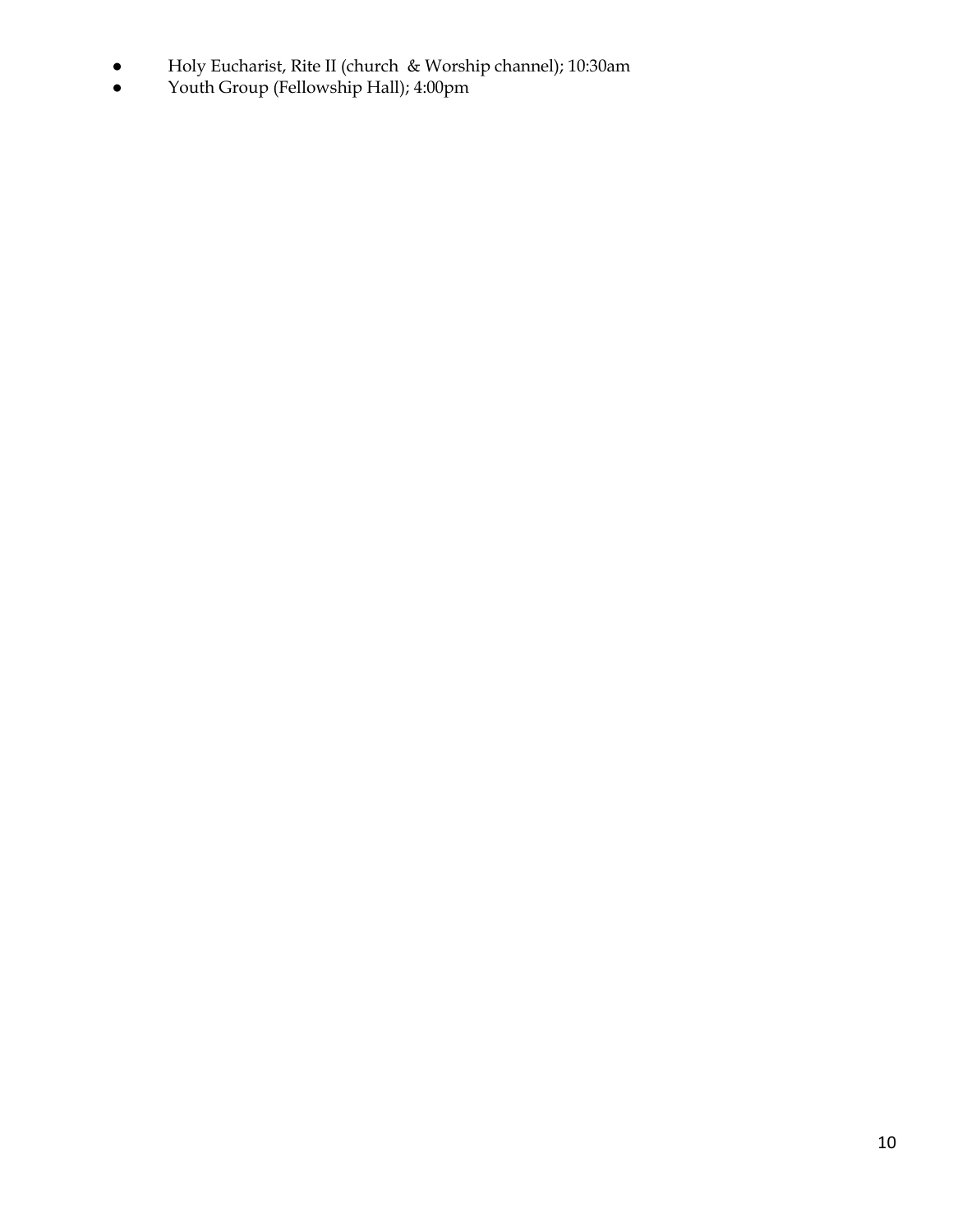- Holy Eucharist, Rite II (church  & Worship channel); 10:30am
- Youth Group (Fellowship Hall); 4:00pm